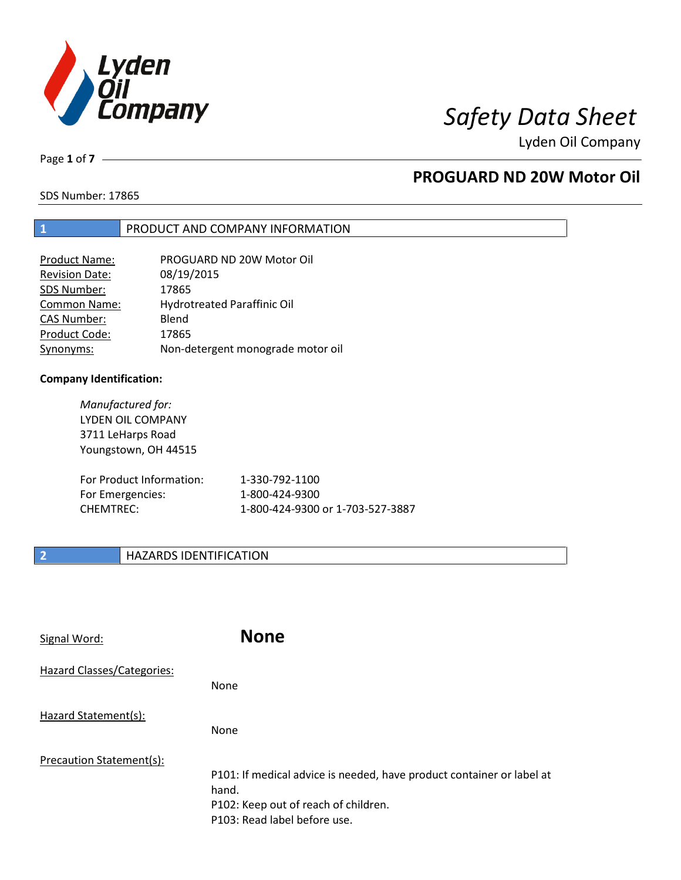# Safety Data Sheet

Lyden Oil Company

## PROGUARD ND 20W Motor Oil

SDS Number: 17865

## 1 PRODUCT AND COMPANY INFORMATION

| | |
|---|---|
| Product Name: | PROGUARD ND 20W Motor Oil |
| Revision Date: | 08/19/2015 |
| SDS Number: | 17865 |
| Common Name: | Hydrotreated Paraffinic Oil |
| CAS Number: | Blend |
| Product Code: | 17865 |
| Synonyms: | Non-detergent monograde motor oil |

**Company Identification:**

*Manufactured for:*
LYDEN OIL COMPANY
3711 LeHarps Road
Youngstown, OH 44515

| | |
|---|---|
| For Product Information: | 1-330-792-1100 |
| For Emergencies: | 1-800-424-9300 |
| CHEMTREC: | 1-800-424-9300 or 1-703-527-3887 |

## 2 HAZARDS IDENTIFICATION

Signal Word: **None**

Hazard Classes/Categories:

None

Hazard Statement(s):

None

Precaution Statement(s):

P101: If medical advice is needed, have product container or label at hand.
P102: Keep out of reach of children.
P103: Read label before use.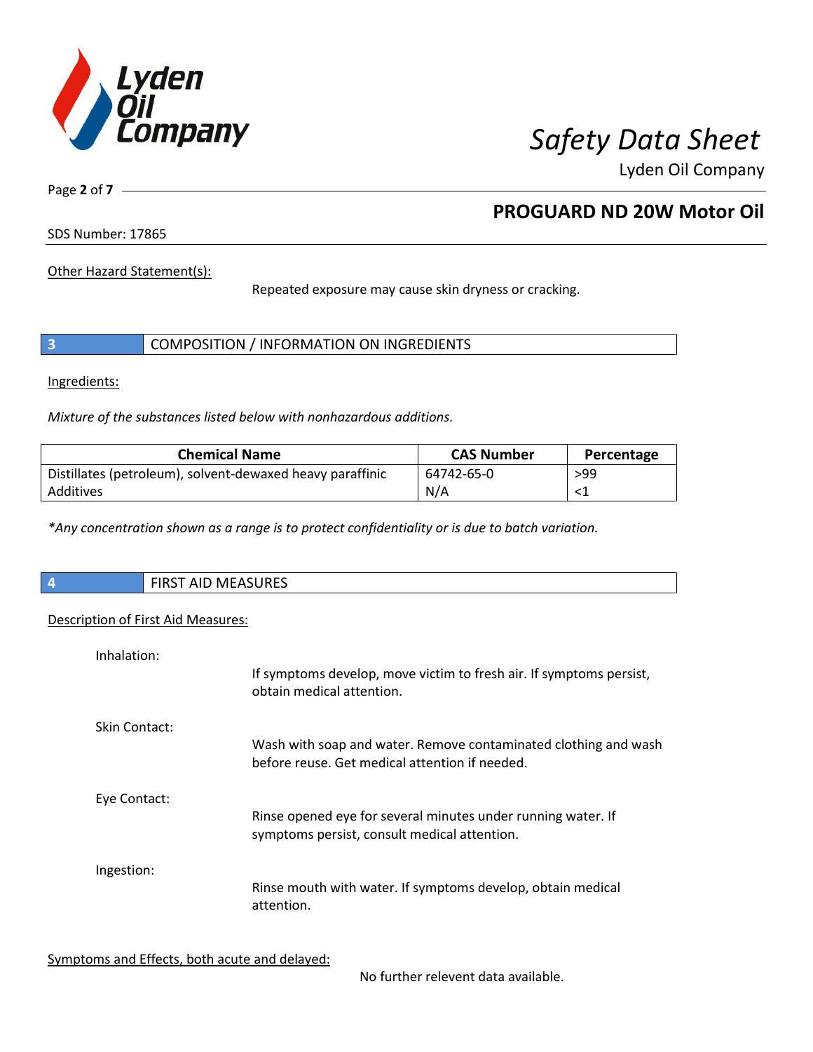Other Hazard Statement(s):

Repeated exposure may cause skin dryness or cracking.

## 3 COMPOSITION / INFORMATION ON INGREDIENTS

Ingredients:

*Mixture of the substances listed below with nonhazardous additions.*

| Chemical Name | CAS Number | Percentage |
|---|---|---|
| Distillates (petroleum), solvent-dewaxed heavy paraffinic | 64742-65-0 | >99 |
| Additives | N/A | <1 |

*\*Any concentration shown as a range is to protect confidentiality or is due to batch variation.*

## 4 FIRST AID MEASURES

Description of First Aid Measures:

Inhalation:

If symptoms develop, move victim to fresh air. If symptoms persist, obtain medical attention.

Skin Contact:

Wash with soap and water. Remove contaminated clothing and wash before reuse. Get medical attention if needed.

Eye Contact:

Rinse opened eye for several minutes under running water. If symptoms persist, consult medical attention.

Ingestion:

Rinse mouth with water. If symptoms develop, obtain medical attention.

Symptoms and Effects, both acute and delayed:

No further relevent data available.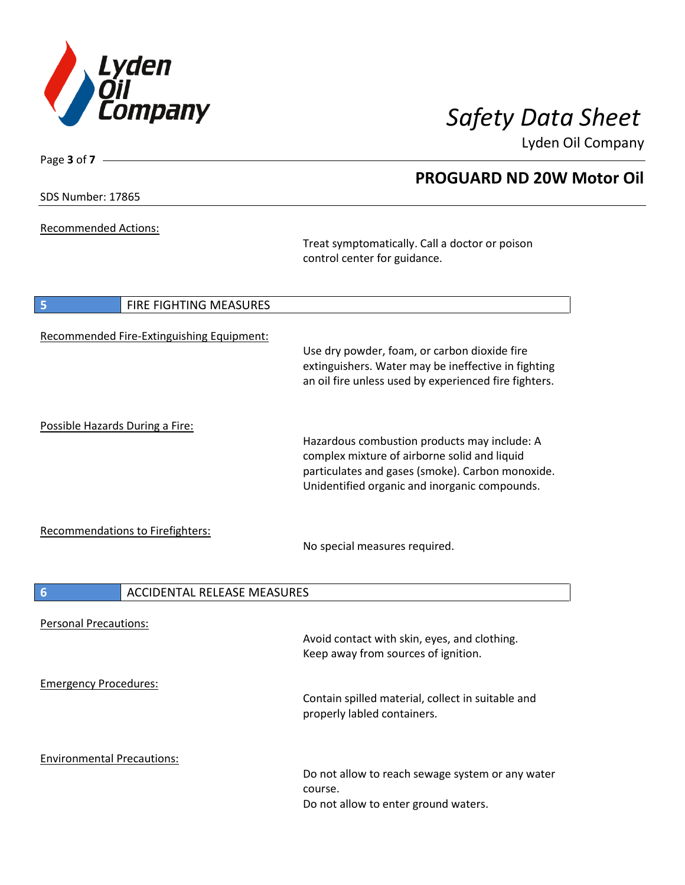Recommended Actions:

Treat symptomatically. Call a doctor or poison control center for guidance.

## 5 FIRE FIGHTING MEASURES

Recommended Fire-Extinguishing Equipment:

Use dry powder, foam, or carbon dioxide fire extinguishers. Water may be ineffective in fighting an oil fire unless used by experienced fire fighters.

Possible Hazards During a Fire:

Hazardous combustion products may include: A complex mixture of airborne solid and liquid particulates and gases (smoke). Carbon monoxide. Unidentified organic and inorganic compounds.

Recommendations to Firefighters:

No special measures required.

## 6 ACCIDENTAL RELEASE MEASURES

Personal Precautions:

Avoid contact with skin, eyes, and clothing.
Keep away from sources of ignition.

Emergency Procedures:

Contain spilled material, collect in suitable and properly labled containers.

Environmental Precautions:

Do not allow to reach sewage system or any water course.
Do not allow to enter ground waters.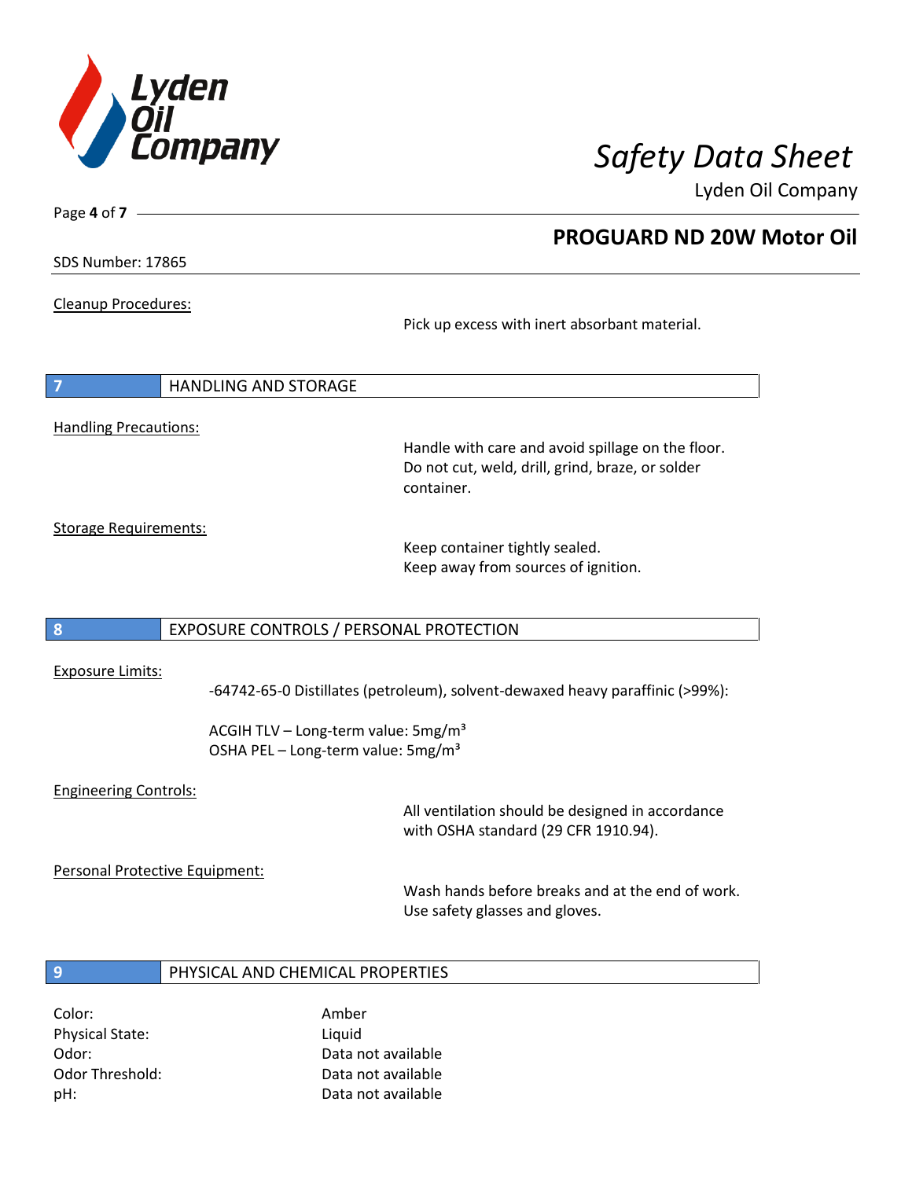Cleanup Procedures:

Pick up excess with inert absorbant material.

## 7 HANDLING AND STORAGE

Handling Precautions:

Handle with care and avoid spillage on the floor. Do not cut, weld, drill, grind, braze, or solder container.

Storage Requirements:

Keep container tightly sealed.
Keep away from sources of ignition.

## 8 EXPOSURE CONTROLS / PERSONAL PROTECTION

Exposure Limits:

-64742-65-0 Distillates (petroleum), solvent-dewaxed heavy paraffinic (>99%):

ACGIH TLV – Long-term value: 5mg/m³
OSHA PEL – Long-term value: 5mg/m³

Engineering Controls:

All ventilation should be designed in accordance with OSHA standard (29 CFR 1910.94).

Personal Protective Equipment:

Wash hands before breaks and at the end of work.
Use safety glasses and gloves.

## 9 PHYSICAL AND CHEMICAL PROPERTIES

| | |
|---|---|
| Color: | Amber |
| Physical State: | Liquid |
| Odor: | Data not available |
| Odor Threshold: | Data not available |
| pH: | Data not available |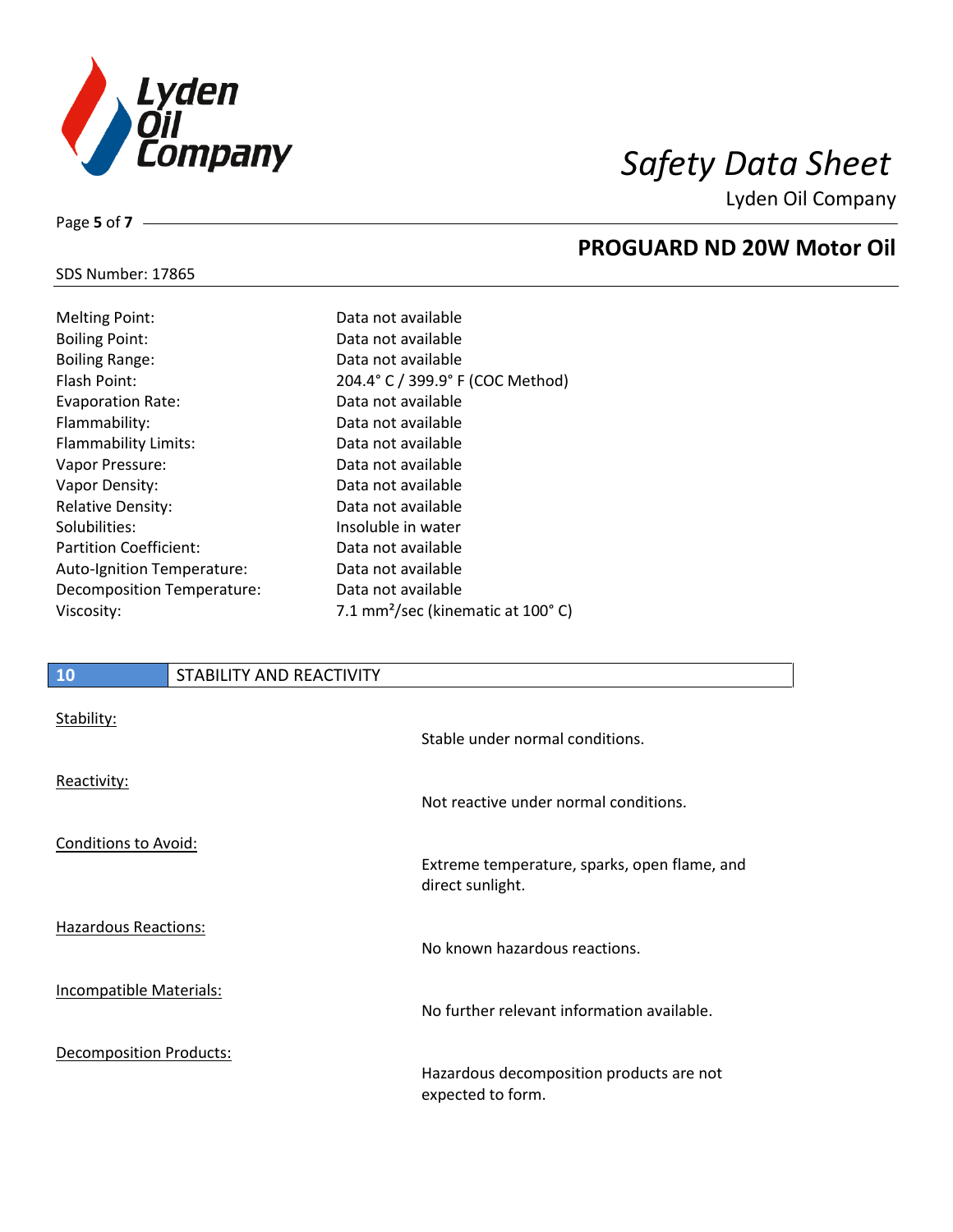| Property | Value |
|---|---|
| Melting Point: | Data not available |
| Boiling Point: | Data not available |
| Boiling Range: | Data not available |
| Flash Point: | 204.4° C / 399.9° F (COC Method) |
| Evaporation Rate: | Data not available |
| Flammability: | Data not available |
| Flammability Limits: | Data not available |
| Vapor Pressure: | Data not available |
| Vapor Density: | Data not available |
| Relative Density: | Data not available |
| Solubilities: | Insoluble in water |
| Partition Coefficient: | Data not available |
| Auto-Ignition Temperature: | Data not available |
| Decomposition Temperature: | Data not available |
| Viscosity: | 7.1 $mm^2$/sec (kinematic at 100° C) |

## 10 STABILITY AND REACTIVITY

| | |
|---|---|
| Stability: | Stable under normal conditions. |
| Reactivity: | Not reactive under normal conditions. |
| Conditions to Avoid: | Extreme temperature, sparks, open flame, and direct sunlight. |
| Hazardous Reactions: | No known hazardous reactions. |
| Incompatible Materials: | No further relevant information available. |
| Decomposition Products: | Hazardous decomposition products are not expected to form. |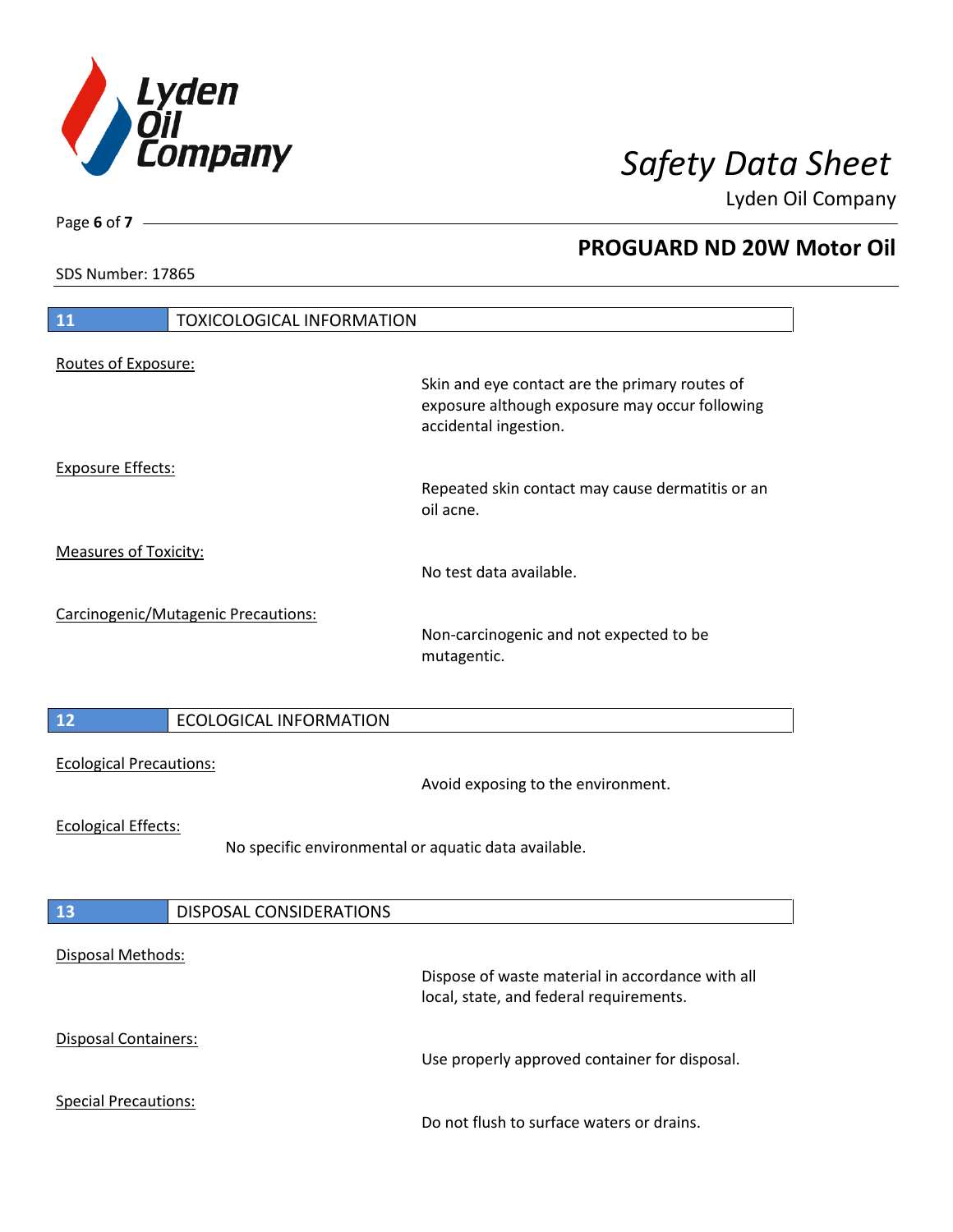## 11 TOXICOLOGICAL INFORMATION

Routes of Exposure:

Skin and eye contact are the primary routes of exposure although exposure may occur following accidental ingestion.

Exposure Effects:

Repeated skin contact may cause dermatitis or an oil acne.

Measures of Toxicity:

No test data available.

Carcinogenic/Mutagenic Precautions:

Non-carcinogenic and not expected to be mutagentic.

## 12 ECOLOGICAL INFORMATION

Ecological Precautions:

Avoid exposing to the environment.

Ecological Effects:

No specific environmental or aquatic data available.

## 13 DISPOSAL CONSIDERATIONS

Disposal Methods:

Dispose of waste material in accordance with all local, state, and federal requirements.

Disposal Containers:

Use properly approved container for disposal.

Special Precautions:

Do not flush to surface waters or drains.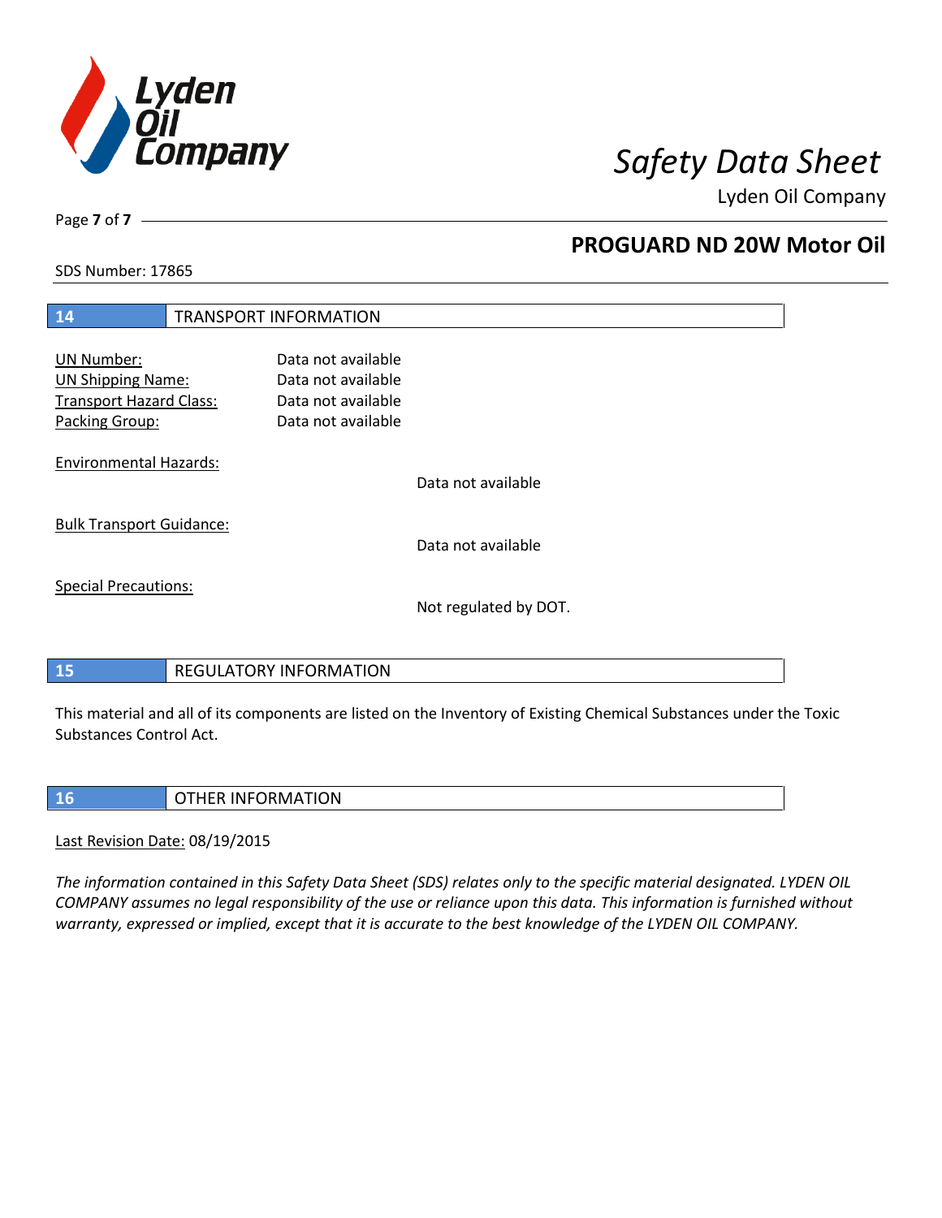## 14 TRANSPORT INFORMATION

| | |
|---|---|
| UN Number: | Data not available |
| UN Shipping Name: | Data not available |
| Transport Hazard Class: | Data not available |
| Packing Group: | Data not available |

Environmental Hazards:

Data not available

Bulk Transport Guidance:

Data not available

Special Precautions:

Not regulated by DOT.

## 15 REGULATORY INFORMATION

This material and all of its components are listed on the Inventory of Existing Chemical Substances under the Toxic Substances Control Act.

## 16 OTHER INFORMATION

Last Revision Date: 08/19/2015

*The information contained in this Safety Data Sheet (SDS) relates only to the specific material designated. LYDEN OIL COMPANY assumes no legal responsibility of the use or reliance upon this data. This information is furnished without warranty, expressed or implied, except that it is accurate to the best knowledge of the LYDEN OIL COMPANY.*